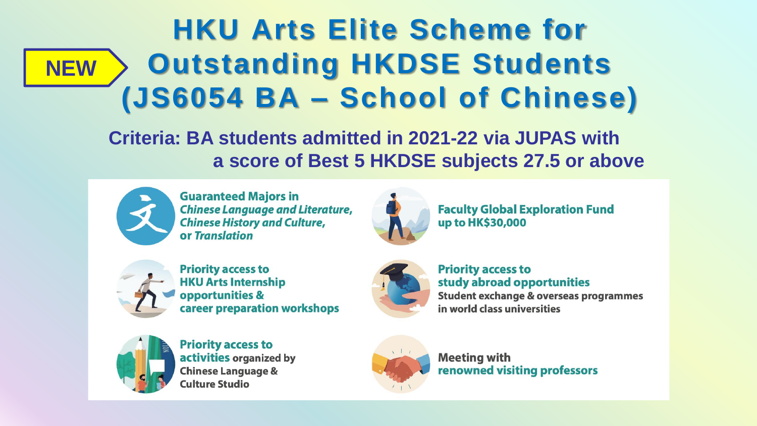NEW

# HKU Arts Elite Scheme for Outstanding HKDSE Students (JS6054 BA – School of Chinese)

**Criteria: BA students admitted in 2021-22 via JUPAS with a score of Best 5 HKDSE subjects 27.5 or above**

- **Guaranteed Majors in *Chinese Language and Literature*, *Chinese History and Culture*, or *Translation***
- **Faculty Global Exploration Fund up to HK$30,000**
- **Priority access to HKU Arts Internship opportunities & career preparation workshops**
- **Priority access to study abroad opportunities**
  Student exchange & overseas programmes in world class universities
- **Priority access to activities** organized by Chinese Language & Culture Studio
- **Meeting with renowned visiting professors**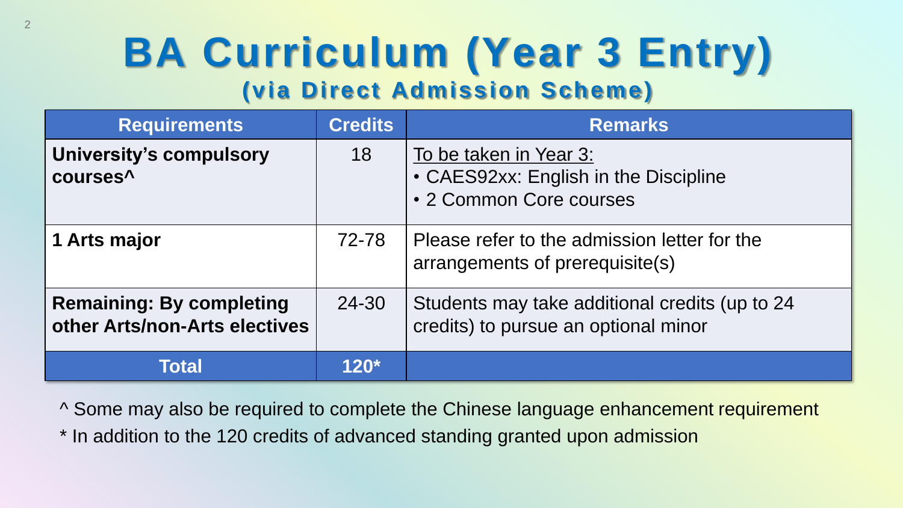# BA Curriculum (Year 3 Entry)

## (via Direct Admission Scheme)

| Requirements | Credits | Remarks |
|---|---|---|
| **University's compulsory courses^** | 18 | To be taken in Year 3:<br>• CAES92xx: English in the Discipline<br>• 2 Common Core courses |
| **1 Arts major** | 72-78 | Please refer to the admission letter for the arrangements of prerequisite(s) |
| **Remaining: By completing other Arts/non-Arts electives** | 24-30 | Students may take additional credits (up to 24 credits) to pursue an optional minor |
| **Total** | **120*** | |

^ Some may also be required to complete the Chinese language enhancement requirement

* In addition to the 120 credits of advanced standing granted upon admission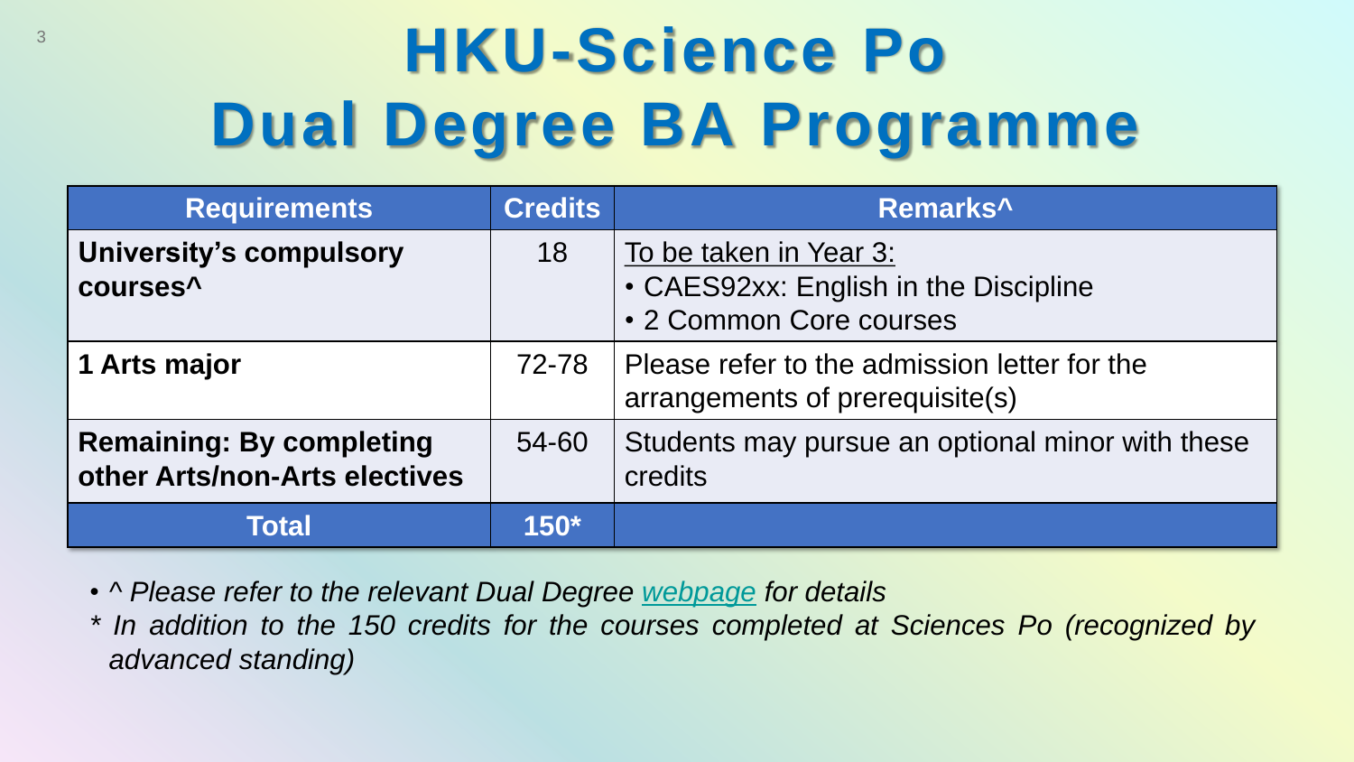# HKU-Science Po Dual Degree BA Programme

| Requirements | Credits | Remarks^ |
|---|---|---|
| **University's compulsory courses^** | 18 | To be taken in Year 3:<br>• CAES92xx: English in the Discipline<br>• 2 Common Core courses |
| **1 Arts major** | 72-78 | Please refer to the admission letter for the arrangements of prerequisite(s) |
| **Remaining: By completing other Arts/non-Arts electives** | 54-60 | Students may pursue an optional minor with these credits |
| **Total** | **150*** | |

- *^ Please refer to the relevant Dual Degree webpage for details*

*\* In addition to the 150 credits for the courses completed at Sciences Po (recognized by advanced standing)*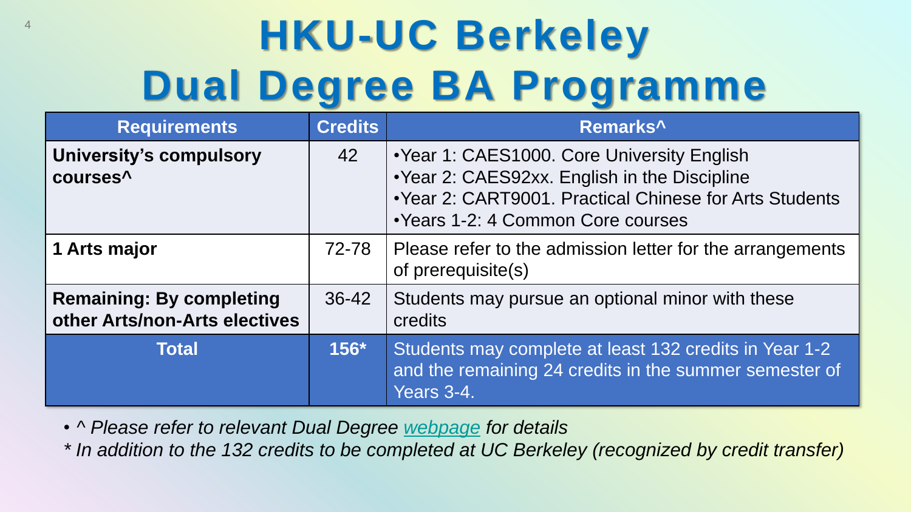# HKU-UC Berkeley Dual Degree BA Programme

| Requirements | Credits | Remarks^ |
| --- | --- | --- |
| **University's compulsory courses^** | 42 | •Year 1: CAES1000. Core University English<br>•Year 2: CAES92xx. English in the Discipline<br>•Year 2: CART9001. Practical Chinese for Arts Students<br>•Years 1-2: 4 Common Core courses |
| **1 Arts major** | 72-78 | Please refer to the admission letter for the arrangements of prerequisite(s) |
| **Remaining: By completing other Arts/non-Arts electives** | 36-42 | Students may pursue an optional minor with these credits |
| **Total** | **156*** | Students may complete at least 132 credits in Year 1-2 and the remaining 24 credits in the summer semester of Years 3-4. |

- ^ *Please refer to relevant Dual Degree [webpage] for details*

*\* In addition to the 132 credits to be completed at UC Berkeley (recognized by credit transfer)*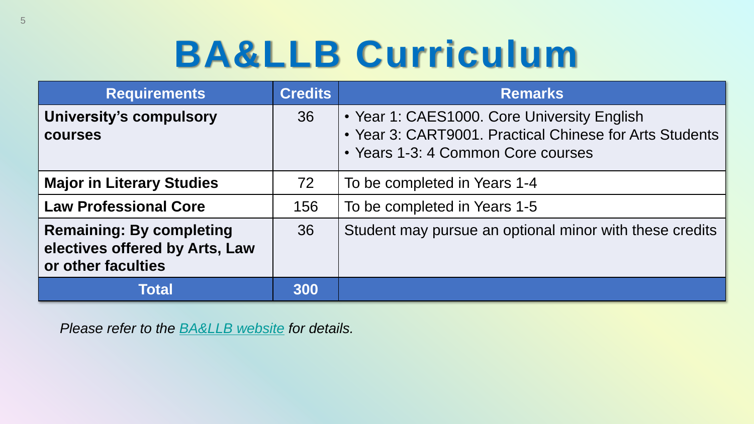# BA&LLB Curriculum

| Requirements | Credits | Remarks |
|---|---|---|
| **University's compulsory courses** | 36 | • Year 1: CAES1000. Core University English<br>• Year 3: CART9001. Practical Chinese for Arts Students<br>• Years 1-3: 4 Common Core courses |
| **Major in Literary Studies** | 72 | To be completed in Years 1-4 |
| **Law Professional Core** | 156 | To be completed in Years 1-5 |
| **Remaining: By completing electives offered by Arts, Law or other faculties** | 36 | Student may pursue an optional minor with these credits |
| **Total** | **300** | |

*Please refer to the BA&LLB website for details.*